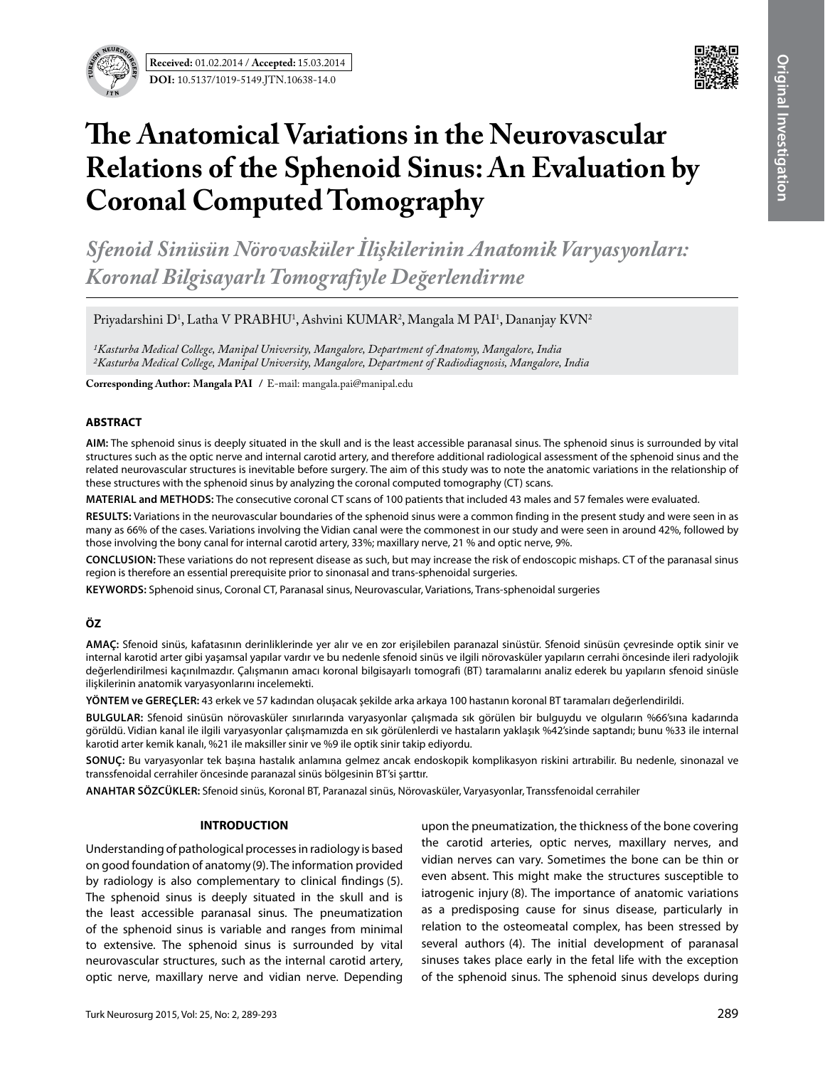**Received:** 01.02.2014 / **Accepted:** 15.03.2014

**DOI:** 10.5137/1019-5149.JTN.10638-14.0

# The Anatomical Variations in the Neurovascular Relations of the Sphenoid Sinus: An Evaluation by Coronal Computed Tomography

## *Sfenoid Sinüsün Nörovasküler İlişkilerinin Anatomik Varyasyonları: Koronal Bilgisayarlı Tomografiyle Değerlendirme*

Priyadarshini D[1], Latha V PRABHU[1], Ashvini KUMAR[2], Mangala M PAI[1], Dananjay KVN[2]

*[1]Kasturba Medical College, Manipal University, Mangalore, Department of Anatomy, Mangalore, India*
*[2]Kasturba Medical College, Manipal University, Mangalore, Department of Radiodiagnosis, Mangalore, India*

**Corresponding Author: Mangala PAI** / E-mail: mangala.pai@manipal.edu

## ABSTRACT

**AIM:** The sphenoid sinus is deeply situated in the skull and is the least accessible paranasal sinus. The sphenoid sinus is surrounded by vital structures such as the optic nerve and internal carotid artery, and therefore additional radiological assessment of the sphenoid sinus and the related neurovascular structures is inevitable before surgery. The aim of this study was to note the anatomic variations in the relationship of these structures with the sphenoid sinus by analyzing the coronal computed tomography (CT) scans.

**MATERIAL and METHODS:** The consecutive coronal CT scans of 100 patients that included 43 males and 57 females were evaluated.

**RESULTS:** Variations in the neurovascular boundaries of the sphenoid sinus were a common finding in the present study and were seen in as many as 66% of the cases. Variations involving the Vidian canal were the commonest in our study and were seen in around 42%, followed by those involving the bony canal for internal carotid artery, 33%; maxillary nerve, 21 % and optic nerve, 9%.

**CONCLUSION:** These variations do not represent disease as such, but may increase the risk of endoscopic mishaps. CT of the paranasal sinus region is therefore an essential prerequisite prior to sinonasal and trans-sphenoidal surgeries.

**KEYWORDS:** Sphenoid sinus, Coronal CT, Paranasal sinus, Neurovascular, Variations, Trans-sphenoidal surgeries

## ÖZ

**AMAÇ:** Sfenoid sinüs, kafatasının derinliklerinde yer alır ve en zor erişilebilen paranazal sinüstür. Sfenoid sinüsün çevresinde optik sinir ve internal karotid arter gibi yaşamsal yapılar vardır ve bu nedenle sfenoid sinüs ve ilgili nörovasküler yapıların cerrahi öncesinde ileri radyolojik değerlendirilmesi kaçınılmazdır. Çalışmanın amacı koronal bilgisayarlı tomografi (BT) taramalarını analiz ederek bu yapıların sfenoid sinüsle ilişkilerinin anatomik varyasyonlarını incelemekti.

**YÖNTEM ve GEREÇLER:** 43 erkek ve 57 kadından oluşacak şekilde arka arkaya 100 hastanın koronal BT taramaları değerlendirildi.

**BULGULAR:** Sfenoid sinüsün nörovasküler sınırlarında varyasyonlar çalışmada sık görülen bir bulguydu ve olguların %66'sına kadarında görüldü. Vidian kanal ile ilgili varyasyonlar çalışmamızda en sık görülenlerdi ve hastaların yaklaşık %42'sinde saptandı; bunu %33 ile internal karotid arter kemik kanalı, %21 ile maksiller sinir ve %9 ile optik sinir takip ediyordu.

**SONUÇ:** Bu varyasyonlar tek başına hastalık anlamına gelmez ancak endoskopik komplikasyon riskini artırabilir. Bu nedenle, sinonazal ve transsfenoidal cerrahiler öncesinde paranazal sinüs bölgesinin BT'si şarttır.

**ANAHTAR SÖZCÜKLER:** Sfenoid sinüs, Koronal BT, Paranazal sinüs, Nörovasküler, Varyasyonlar, Transsfenoidal cerrahiler

## INTRODUCTION

Understanding of pathological processes in radiology is based on good foundation of anatomy (9). The information provided by radiology is also complementary to clinical findings (5). The sphenoid sinus is deeply situated in the skull and is the least accessible paranasal sinus. The pneumatization of the sphenoid sinus is variable and ranges from minimal to extensive. The sphenoid sinus is surrounded by vital neurovascular structures, such as the internal carotid artery, optic nerve, maxillary nerve and vidian nerve. Depending upon the pneumatization, the thickness of the bone covering the carotid arteries, optic nerves, maxillary nerves, and vidian nerves can vary. Sometimes the bone can be thin or even absent. This might make the structures susceptible to iatrogenic injury (8). The importance of anatomic variations as a predisposing cause for sinus disease, particularly in relation to the osteomeatal complex, has been stressed by several authors (4). The initial development of paranasal sinuses takes place early in the fetal life with the exception of the sphenoid sinus. The sphenoid sinus develops during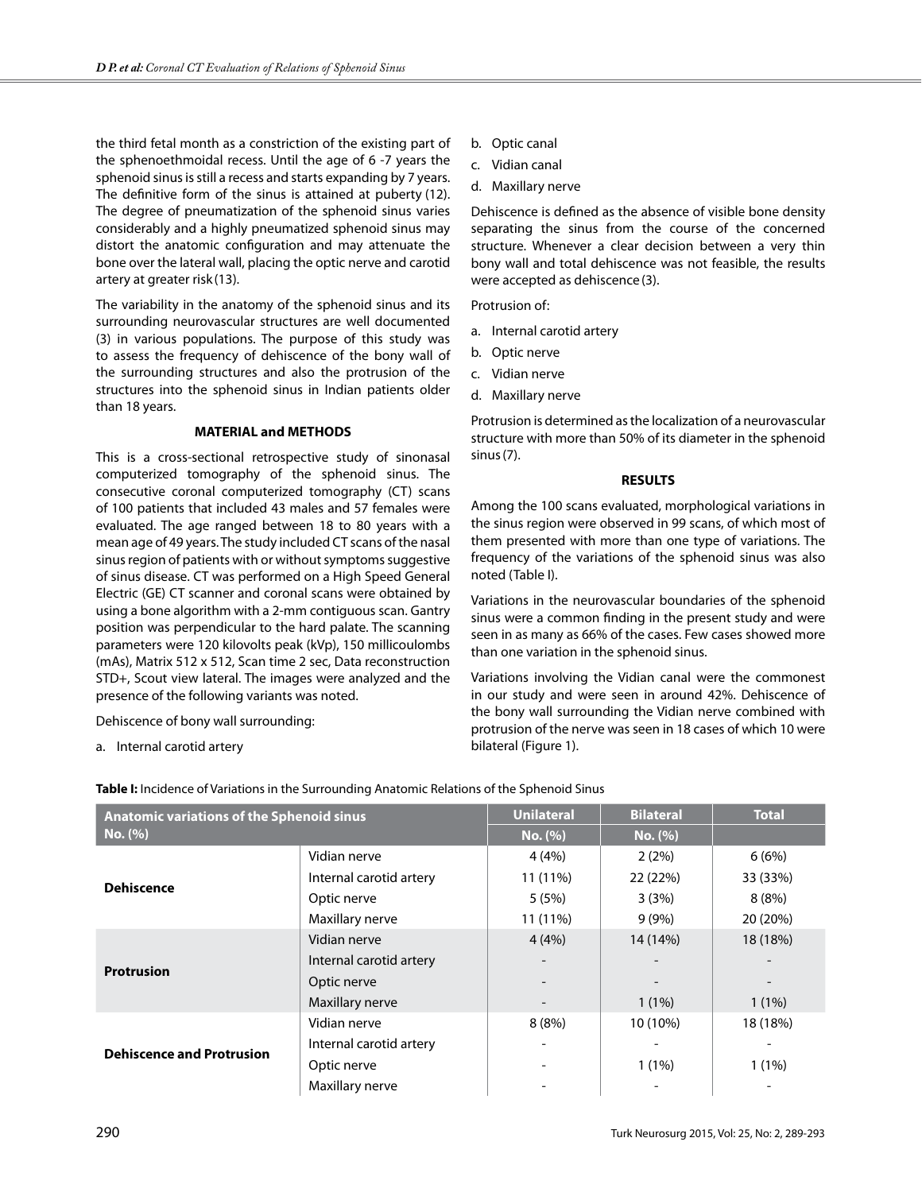the third fetal month as a constriction of the existing part of the sphenoethmoidal recess. Until the age of 6 -7 years the sphenoid sinus is still a recess and starts expanding by 7 years. The definitive form of the sinus is attained at puberty (12). The degree of pneumatization of the sphenoid sinus varies considerably and a highly pneumatized sphenoid sinus may distort the anatomic configuration and may attenuate the bone over the lateral wall, placing the optic nerve and carotid artery at greater risk (13).

The variability in the anatomy of the sphenoid sinus and its surrounding neurovascular structures are well documented (3) in various populations. The purpose of this study was to assess the frequency of dehiscence of the bony wall of the surrounding structures and also the protrusion of the structures into the sphenoid sinus in Indian patients older than 18 years.

## MATERIAL and METHODS

This is a cross-sectional retrospective study of sinonasal computerized tomography of the sphenoid sinus. The consecutive coronal computerized tomography (CT) scans of 100 patients that included 43 males and 57 females were evaluated. The age ranged between 18 to 80 years with a mean age of 49 years. The study included CT scans of the nasal sinus region of patients with or without symptoms suggestive of sinus disease. CT was performed on a High Speed General Electric (GE) CT scanner and coronal scans were obtained by using a bone algorithm with a 2-mm contiguous scan. Gantry position was perpendicular to the hard palate. The scanning parameters were 120 kilovolts peak (kVp), 150 millicoulombs (mAs), Matrix 512 x 512, Scan time 2 sec, Data reconstruction STD+, Scout view lateral. The images were analyzed and the presence of the following variants was noted.

Dehiscence of bony wall surrounding:

a. Internal carotid artery
b. Optic canal
c. Vidian canal
d. Maxillary nerve

Dehiscence is defined as the absence of visible bone density separating the sinus from the course of the concerned structure. Whenever a clear decision between a very thin bony wall and total dehiscence was not feasible, the results were accepted as dehiscence (3).

Protrusion of:

a. Internal carotid artery
b. Optic nerve
c. Vidian nerve
d. Maxillary nerve

Protrusion is determined as the localization of a neurovascular structure with more than 50% of its diameter in the sphenoid sinus (7).

## RESULTS

Among the 100 scans evaluated, morphological variations in the sinus region were observed in 99 scans, of which most of them presented with more than one type of variations. The frequency of the variations of the sphenoid sinus was also noted (Table I).

Variations in the neurovascular boundaries of the sphenoid sinus were a common finding in the present study and were seen in as many as 66% of the cases. Few cases showed more than one variation in the sphenoid sinus.

Variations involving the Vidian canal were the commonest in our study and were seen in around 42%. Dehiscence of the bony wall surrounding the Vidian nerve combined with protrusion of the nerve was seen in 18 cases of which 10 were bilateral (Figure 1).

**Table I:** Incidence of Variations in the Surrounding Anatomic Relations of the Sphenoid Sinus

| Anatomic variations of the Sphenoid sinus No. (%) | | Unilateral No. (%) | Bilateral No. (%) | Total |
|---|---|---|---|---|
| **Dehiscence** | Vidian nerve | 4 (4%) | 2 (2%) | 6 (6%) |
| | Internal carotid artery | 11 (11%) | 22 (22%) | 33 (33%) |
| | Optic nerve | 5 (5%) | 3 (3%) | 8 (8%) |
| | Maxillary nerve | 11 (11%) | 9 (9%) | 20 (20%) |
| **Protrusion** | Vidian nerve | 4 (4%) | 14 (14%) | 18 (18%) |
| | Internal carotid artery | - | - | - |
| | Optic nerve | - | - | - |
| | Maxillary nerve | - | 1 (1%) | 1 (1%) |
| **Dehiscence and Protrusion** | Vidian nerve | 8 (8%) | 10 (10%) | 18 (18%) |
| | Internal carotid artery | - | - | - |
| | Optic nerve | - | 1 (1%) | 1 (1%) |
| | Maxillary nerve | - | - | - |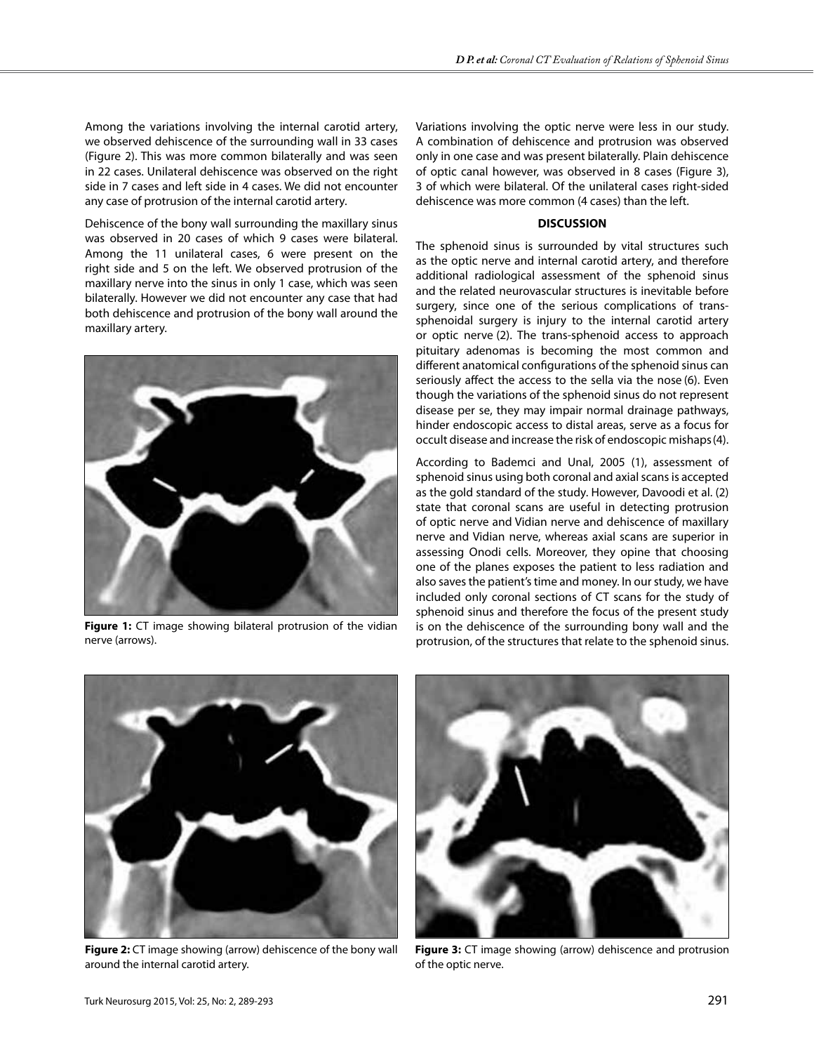Among the variations involving the internal carotid artery, we observed dehiscence of the surrounding wall in 33 cases (Figure 2). This was more common bilaterally and was seen in 22 cases. Unilateral dehiscence was observed on the right side in 7 cases and left side in 4 cases. We did not encounter any case of protrusion of the internal carotid artery.

Dehiscence of the bony wall surrounding the maxillary sinus was observed in 20 cases of which 9 cases were bilateral. Among the 11 unilateral cases, 6 were present on the right side and 5 on the left. We observed protrusion of the maxillary nerve into the sinus in only 1 case, which was seen bilaterally. However we did not encounter any case that had both dehiscence and protrusion of the bony wall around the maxillary artery.

**Figure 1:** CT image showing bilateral protrusion of the vidian nerve (arrows).

Variations involving the optic nerve were less in our study. A combination of dehiscence and protrusion was observed only in one case and was present bilaterally. Plain dehiscence of optic canal however, was observed in 8 cases (Figure 3), 3 of which were bilateral. Of the unilateral cases right-sided dehiscence was more common (4 cases) than the left.

## DISCUSSION

The sphenoid sinus is surrounded by vital structures such as the optic nerve and internal carotid artery, and therefore additional radiological assessment of the sphenoid sinus and the related neurovascular structures is inevitable before surgery, since one of the serious complications of trans-sphenoidal surgery is injury to the internal carotid artery or optic nerve (2). The trans-sphenoid access to approach pituitary adenomas is becoming the most common and different anatomical configurations of the sphenoid sinus can seriously affect the access to the sella via the nose (6). Even though the variations of the sphenoid sinus do not represent disease per se, they may impair normal drainage pathways, hinder endoscopic access to distal areas, serve as a focus for occult disease and increase the risk of endoscopic mishaps (4).

According to Bademci and Unal, 2005 (1), assessment of sphenoid sinus using both coronal and axial scans is accepted as the gold standard of the study. However, Davoodi et al. (2) state that coronal scans are useful in detecting protrusion of optic nerve and Vidian nerve and dehiscence of maxillary nerve and Vidian nerve, whereas axial scans are superior in assessing Onodi cells. Moreover, they opine that choosing one of the planes exposes the patient to less radiation and also saves the patient's time and money. In our study, we have included only coronal sections of CT scans for the study of sphenoid sinus and therefore the focus of the present study is on the dehiscence of the surrounding bony wall and the protrusion, of the structures that relate to the sphenoid sinus.

**Figure 2:** CT image showing (arrow) dehiscence of the bony wall around the internal carotid artery.

**Figure 3:** CT image showing (arrow) dehiscence and protrusion of the optic nerve.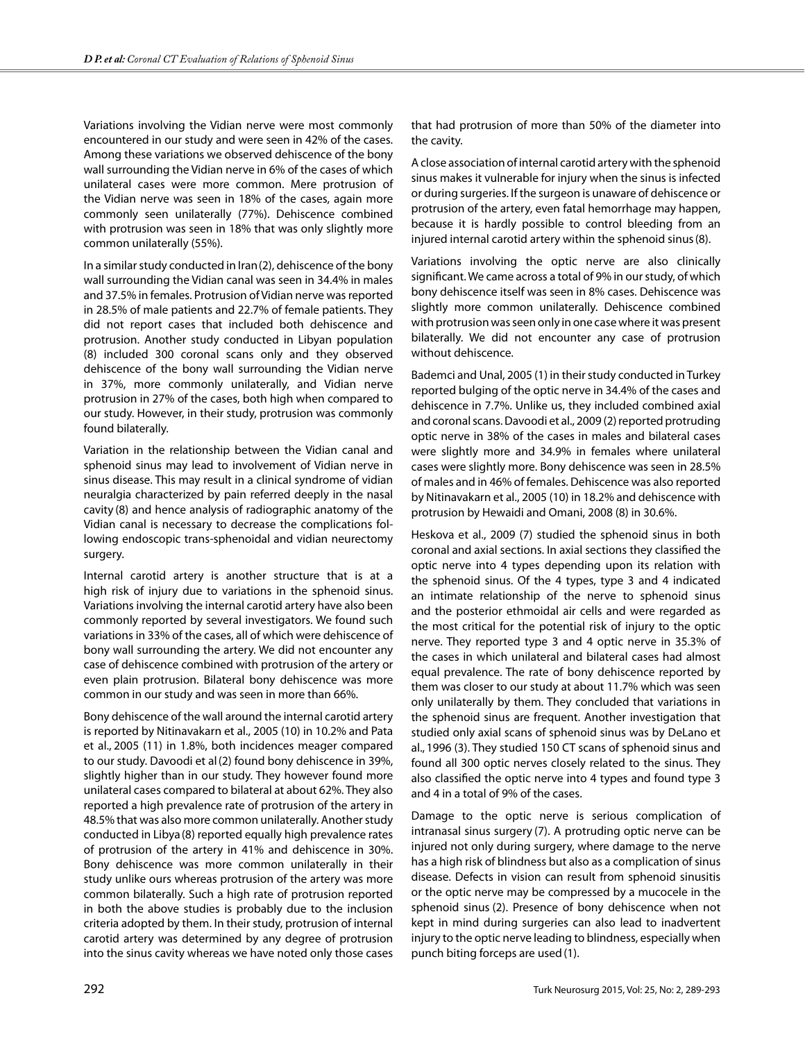Variations involving the Vidian nerve were most commonly encountered in our study and were seen in 42% of the cases. Among these variations we observed dehiscence of the bony wall surrounding the Vidian nerve in 6% of the cases of which unilateral cases were more common. Mere protrusion of the Vidian nerve was seen in 18% of the cases, again more commonly seen unilaterally (77%). Dehiscence combined with protrusion was seen in 18% that was only slightly more common unilaterally (55%).

In a similar study conducted in Iran (2), dehiscence of the bony wall surrounding the Vidian canal was seen in 34.4% in males and 37.5% in females. Protrusion of Vidian nerve was reported in 28.5% of male patients and 22.7% of female patients. They did not report cases that included both dehiscence and protrusion. Another study conducted in Libyan population (8) included 300 coronal scans only and they observed dehiscence of the bony wall surrounding the Vidian nerve in 37%, more commonly unilaterally, and Vidian nerve protrusion in 27% of the cases, both high when compared to our study. However, in their study, protrusion was commonly found bilaterally.

Variation in the relationship between the Vidian canal and sphenoid sinus may lead to involvement of Vidian nerve in sinus disease. This may result in a clinical syndrome of vidian neuralgia characterized by pain referred deeply in the nasal cavity (8) and hence analysis of radiographic anatomy of the Vidian canal is necessary to decrease the complications following endoscopic trans-sphenoidal and vidian neurectomy surgery.

Internal carotid artery is another structure that is at a high risk of injury due to variations in the sphenoid sinus. Variations involving the internal carotid artery have also been commonly reported by several investigators. We found such variations in 33% of the cases, all of which were dehiscence of bony wall surrounding the artery. We did not encounter any case of dehiscence combined with protrusion of the artery or even plain protrusion. Bilateral bony dehiscence was more common in our study and was seen in more than 66%.

Bony dehiscence of the wall around the internal carotid artery is reported by Nitinavakarn et al., 2005 (10) in 10.2% and Pata et al., 2005 (11) in 1.8%, both incidences meager compared to our study. Davoodi et al (2) found bony dehiscence in 39%, slightly higher than in our study. They however found more unilateral cases compared to bilateral at about 62%. They also reported a high prevalence rate of protrusion of the artery in 48.5% that was also more common unilaterally. Another study conducted in Libya (8) reported equally high prevalence rates of protrusion of the artery in 41% and dehiscence in 30%. Bony dehiscence was more common unilaterally in their study unlike ours whereas protrusion of the artery was more common bilaterally. Such a high rate of protrusion reported in both the above studies is probably due to the inclusion criteria adopted by them. In their study, protrusion of internal carotid artery was determined by any degree of protrusion into the sinus cavity whereas we have noted only those cases that had protrusion of more than 50% of the diameter into the cavity.

A close association of internal carotid artery with the sphenoid sinus makes it vulnerable for injury when the sinus is infected or during surgeries. If the surgeon is unaware of dehiscence or protrusion of the artery, even fatal hemorrhage may happen, because it is hardly possible to control bleeding from an injured internal carotid artery within the sphenoid sinus (8).

Variations involving the optic nerve are also clinically significant. We came across a total of 9% in our study, of which bony dehiscence itself was seen in 8% cases. Dehiscence was slightly more common unilaterally. Dehiscence combined with protrusion was seen only in one case where it was present bilaterally. We did not encounter any case of protrusion without dehiscence.

Bademci and Unal, 2005 (1) in their study conducted in Turkey reported bulging of the optic nerve in 34.4% of the cases and dehiscence in 7.7%. Unlike us, they included combined axial and coronal scans. Davoodi et al., 2009 (2) reported protruding optic nerve in 38% of the cases in males and bilateral cases were slightly more and 34.9% in females where unilateral cases were slightly more. Bony dehiscence was seen in 28.5% of males and in 46% of females. Dehiscence was also reported by Nitinavakarn et al., 2005 (10) in 18.2% and dehiscence with protrusion by Hewaidi and Omani, 2008 (8) in 30.6%.

Heskova et al., 2009 (7) studied the sphenoid sinus in both coronal and axial sections. In axial sections they classified the optic nerve into 4 types depending upon its relation with the sphenoid sinus. Of the 4 types, type 3 and 4 indicated an intimate relationship of the nerve to sphenoid sinus and the posterior ethmoidal air cells and were regarded as the most critical for the potential risk of injury to the optic nerve. They reported type 3 and 4 optic nerve in 35.3% of the cases in which unilateral and bilateral cases had almost equal prevalence. The rate of bony dehiscence reported by them was closer to our study at about 11.7% which was seen only unilaterally by them. They concluded that variations in the sphenoid sinus are frequent. Another investigation that studied only axial scans of sphenoid sinus was by DeLano et al., 1996 (3). They studied 150 CT scans of sphenoid sinus and found all 300 optic nerves closely related to the sinus. They also classified the optic nerve into 4 types and found type 3 and 4 in a total of 9% of the cases.

Damage to the optic nerve is serious complication of intranasal sinus surgery (7). A protruding optic nerve can be injured not only during surgery, where damage to the nerve has a high risk of blindness but also as a complication of sinus disease. Defects in vision can result from sphenoid sinusitis or the optic nerve may be compressed by a mucocele in the sphenoid sinus (2). Presence of bony dehiscence when not kept in mind during surgeries can also lead to inadvertent injury to the optic nerve leading to blindness, especially when punch biting forceps are used (1).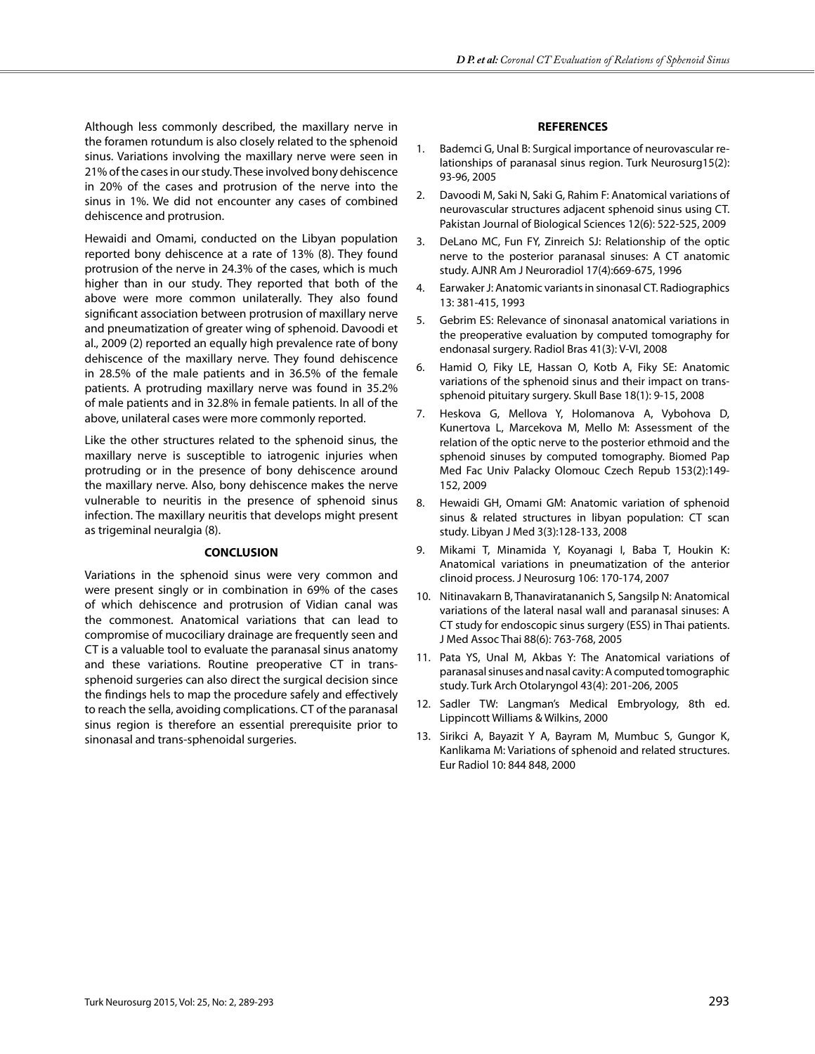Although less commonly described, the maxillary nerve in the foramen rotundum is also closely related to the sphenoid sinus. Variations involving the maxillary nerve were seen in 21% of the cases in our study. These involved bony dehiscence in 20% of the cases and protrusion of the nerve into the sinus in 1%. We did not encounter any cases of combined dehiscence and protrusion.

Hewaidi and Omami, conducted on the Libyan population reported bony dehiscence at a rate of 13% (8). They found protrusion of the nerve in 24.3% of the cases, which is much higher than in our study. They reported that both of the above were more common unilaterally. They also found significant association between protrusion of maxillary nerve and pneumatization of greater wing of sphenoid. Davoodi et al., 2009 (2) reported an equally high prevalence rate of bony dehiscence of the maxillary nerve. They found dehiscence in 28.5% of the male patients and in 36.5% of the female patients. A protruding maxillary nerve was found in 35.2% of male patients and in 32.8% in female patients. In all of the above, unilateral cases were more commonly reported.

Like the other structures related to the sphenoid sinus, the maxillary nerve is susceptible to iatrogenic injuries when protruding or in the presence of bony dehiscence around the maxillary nerve. Also, bony dehiscence makes the nerve vulnerable to neuritis in the presence of sphenoid sinus infection. The maxillary neuritis that develops might present as trigeminal neuralgia (8).

## CONCLUSION

Variations in the sphenoid sinus were very common and were present singly or in combination in 69% of the cases of which dehiscence and protrusion of Vidian canal was the commonest. Anatomical variations that can lead to compromise of mucociliary drainage are frequently seen and CT is a valuable tool to evaluate the paranasal sinus anatomy and these variations. Routine preoperative CT in trans-sphenoid surgeries can also direct the surgical decision since the findings hels to map the procedure safely and effectively to reach the sella, avoiding complications. CT of the paranasal sinus region is therefore an essential prerequisite prior to sinonasal and trans-sphenoidal surgeries.

## REFERENCES

1. Bademci G, Unal B: Surgical importance of neurovascular relationships of paranasal sinus region. Turk Neurosurg15(2): 93-96, 2005
2. Davoodi M, Saki N, Saki G, Rahim F: Anatomical variations of neurovascular structures adjacent sphenoid sinus using CT. Pakistan Journal of Biological Sciences 12(6): 522-525, 2009
3. DeLano MC, Fun FY, Zinreich SJ: Relationship of the optic nerve to the posterior paranasal sinuses: A CT anatomic study. AJNR Am J Neuroradiol 17(4):669-675, 1996
4. Earwaker J: Anatomic variants in sinonasal CT. Radiographics 13: 381-415, 1993
5. Gebrim ES: Relevance of sinonasal anatomical variations in the preoperative evaluation by computed tomography for endonasal surgery. Radiol Bras 41(3): V-VI, 2008
6. Hamid O, Fiky LE, Hassan O, Kotb A, Fiky SE: Anatomic variations of the sphenoid sinus and their impact on trans-sphenoid pituitary surgery. Skull Base 18(1): 9-15, 2008
7. Heskova G, Mellova Y, Holomanova A, Vybohova D, Kunertova L, Marcekova M, Mello M: Assessment of the relation of the optic nerve to the posterior ethmoid and the sphenoid sinuses by computed tomography. Biomed Pap Med Fac Univ Palacky Olomouc Czech Repub 153(2):149-152, 2009
8. Hewaidi GH, Omami GM: Anatomic variation of sphenoid sinus & related structures in libyan population: CT scan study. Libyan J Med 3(3):128-133, 2008
9. Mikami T, Minamida Y, Koyanagi I, Baba T, Houkin K: Anatomical variations in pneumatization of the anterior clinoid process. J Neurosurg 106: 170-174, 2007
10. Nitinavakarn B, Thanaviratananich S, Sangsilp N: Anatomical variations of the lateral nasal wall and paranasal sinuses: A CT study for endoscopic sinus surgery (ESS) in Thai patients. J Med Assoc Thai 88(6): 763-768, 2005
11. Pata YS, Unal M, Akbas Y: The Anatomical variations of paranasal sinuses and nasal cavity: A computed tomographic study. Turk Arch Otolaryngol 43(4): 201-206, 2005
12. Sadler TW: Langman's Medical Embryology, 8th ed. Lippincott Williams & Wilkins, 2000
13. Sirikci A, Bayazit Y A, Bayram M, Mumbuc S, Gungor K, Kanlikama M: Variations of sphenoid and related structures. Eur Radiol 10: 844 848, 2000